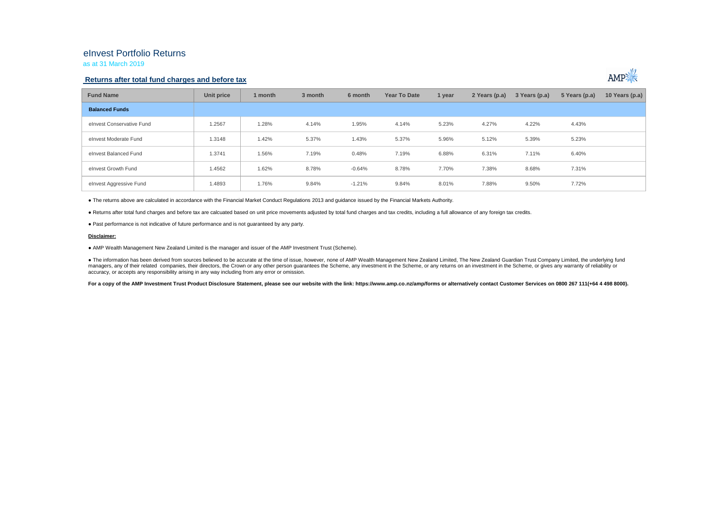# eInvest Portfolio Returns

as at 31 March 2019

## Returns after total fund charges and before tax

| Fund Name | Unit price | 1 month | 3 month | 6 month | Year To Date | 1 year | 2 Years (p.a) | 3 Years (p.a) | 5 Years (p.a) | 10 Years (p.a) |
|---|---|---|---|---|---|---|---|---|---|---|
| **Balanced Funds** | | | | | | | | | | |
| eInvest Conservative Fund | 1.2567 | 1.28% | 4.14% | 1.95% | 4.14% | 5.23% | 4.27% | 4.22% | 4.43% | |
| eInvest Moderate Fund | 1.3148 | 1.42% | 5.37% | 1.43% | 5.37% | 5.96% | 5.12% | 5.39% | 5.23% | |
| eInvest Balanced Fund | 1.3741 | 1.56% | 7.19% | 0.48% | 7.19% | 6.88% | 6.31% | 7.11% | 6.40% | |
| eInvest Growth Fund | 1.4562 | 1.62% | 8.78% | -0.64% | 8.78% | 7.70% | 7.38% | 8.68% | 7.31% | |
| eInvest Aggressive Fund | 1.4893 | 1.76% | 9.84% | -1.21% | 9.84% | 8.01% | 7.88% | 9.50% | 7.72% | |

● The returns above are calculated in accordance with the Financial Market Conduct Regulations 2013 and guidance issued by the Financial Markets Authority.

● Returns after total fund charges and before tax are calcuated based on unit price movements adjusted by total fund charges and tax credits, including a full allowance of any foreign tax credits.

● Past performance is not indicative of future performance and is not guaranteed by any party.

**Disclaimer:**

● AMP Wealth Management New Zealand Limited is the manager and issuer of the AMP Investment Trust (Scheme).

● The information has been derived from sources believed to be accurate at the time of issue, however, none of AMP Wealth Management New Zealand Limited, The New Zealand Guardian Trust Company Limited, the underlying fund managers, any of their related companies, their directors, the Crown or any other person guarantees the Scheme, any investment in the Scheme, or any returns on an investment in the Scheme, or gives any warranty of reliability or accuracy, or accepts any responsibility arising in any way including from any error or omission.

**For a copy of the AMP Investment Trust Product Disclosure Statement, please see our website with the link: https://www.amp.co.nz/amp/forms or alternatively contact Customer Services on 0800 267 111(+64 4 498 8000).**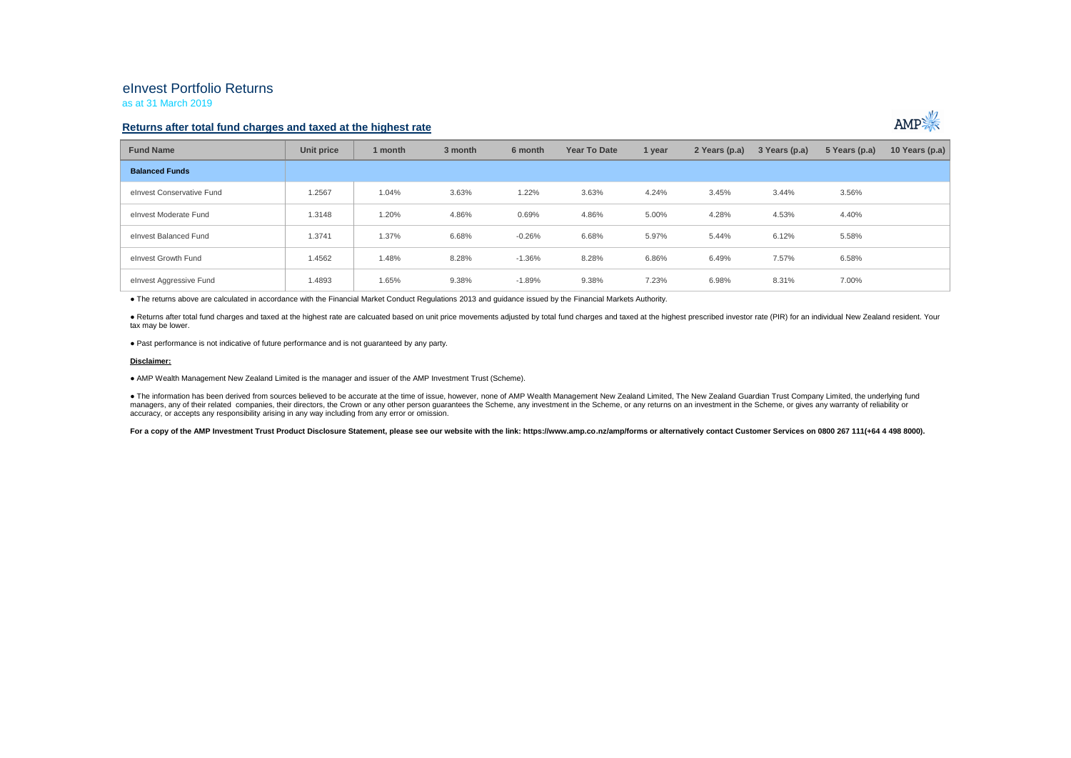# eInvest Portfolio Returns

as at 31 March 2019

## Returns after total fund charges and taxed at the highest rate

| Fund Name | Unit price | 1 month | 3 month | 6 month | Year To Date | 1 year | 2 Years (p.a) | 3 Years (p.a) | 5 Years (p.a) | 10 Years (p.a) |
|---|---|---|---|---|---|---|---|---|---|---|
| **Balanced Funds** | | | | | | | | | | |
| eInvest Conservative Fund | 1.2567 | 1.04% | 3.63% | 1.22% | 3.63% | 4.24% | 3.45% | 3.44% | 3.56% | |
| eInvest Moderate Fund | 1.3148 | 1.20% | 4.86% | 0.69% | 4.86% | 5.00% | 4.28% | 4.53% | 4.40% | |
| eInvest Balanced Fund | 1.3741 | 1.37% | 6.68% | -0.26% | 6.68% | 5.97% | 5.44% | 6.12% | 5.58% | |
| eInvest Growth Fund | 1.4562 | 1.48% | 8.28% | -1.36% | 8.28% | 6.86% | 6.49% | 7.57% | 6.58% | |
| eInvest Aggressive Fund | 1.4893 | 1.65% | 9.38% | -1.89% | 9.38% | 7.23% | 6.98% | 8.31% | 7.00% | |

● The returns above are calculated in accordance with the Financial Market Conduct Regulations 2013 and guidance issued by the Financial Markets Authority.

● Returns after total fund charges and taxed at the highest rate are calcuated based on unit price movements adjusted by total fund charges and taxed at the highest prescribed investor rate (PIR) for an individual New Zealand resident. Your tax may be lower.

● Past performance is not indicative of future performance and is not guaranteed by any party.

**Disclaimer:**

● AMP Wealth Management New Zealand Limited is the manager and issuer of the AMP Investment Trust (Scheme).

● The information has been derived from sources believed to be accurate at the time of issue, however, none of AMP Wealth Management New Zealand Limited, The New Zealand Guardian Trust Company Limited, the underlying fund managers, any of their related companies, their directors, the Crown or any other person guarantees the Scheme, any investment in the Scheme, or any returns on an investment in the Scheme, or gives any warranty of reliability or accuracy, or accepts any responsibility arising in any way including from any error or omission.

**For a copy of the AMP Investment Trust Product Disclosure Statement, please see our website with the link: https://www.amp.co.nz/amp/forms or alternatively contact Customer Services on 0800 267 111(+64 4 498 8000).**